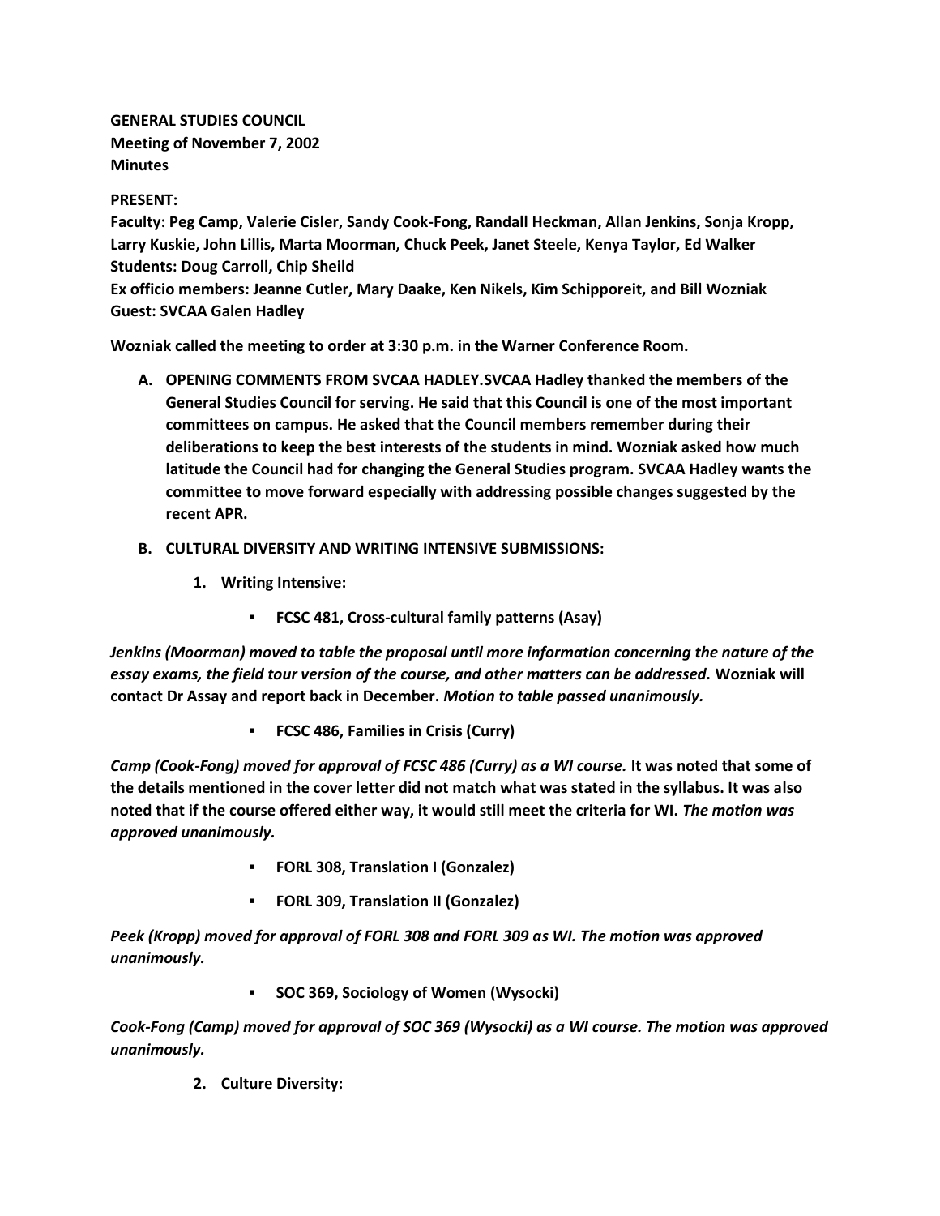**GENERAL STUDIES COUNCIL**
**Meeting of November 7, 2002**
**Minutes**

**PRESENT:**
**Faculty: Peg Camp, Valerie Cisler, Sandy Cook-Fong, Randall Heckman, Allan Jenkins, Sonja Kropp, Larry Kuskie, John Lillis, Marta Moorman, Chuck Peek, Janet Steele, Kenya Taylor, Ed Walker**
**Students: Doug Carroll, Chip Sheild**
**Ex officio members: Jeanne Cutler, Mary Daake, Ken Nikels, Kim Schipporeit, and Bill Wozniak**
**Guest: SVCAA Galen Hadley**

**Wozniak called the meeting to order at 3:30 p.m. in the Warner Conference Room.**

A. **OPENING COMMENTS FROM SVCAA HADLEY.SVCAA Hadley thanked the members of the General Studies Council for serving. He said that this Council is one of the most important committees on campus. He asked that the Council members remember during their deliberations to keep the best interests of the students in mind. Wozniak asked how much latitude the Council had for changing the General Studies program. SVCAA Hadley wants the committee to move forward especially with addressing possible changes suggested by the recent APR.**

B. **CULTURAL DIVERSITY AND WRITING INTENSIVE SUBMISSIONS:**

   1. **Writing Intensive:**

      - **FCSC 481, Cross-cultural family patterns (Asay)**

***Jenkins (Moorman) moved to table the proposal until more information concerning the nature of the essay exams, the field tour version of the course, and other matters can be addressed.*** **Wozniak will contact Dr Assay and report back in December.** ***Motion to table passed unanimously.***

      - **FCSC 486, Families in Crisis (Curry)**

***Camp (Cook-Fong) moved for approval of FCSC 486 (Curry) as a WI course.*** **It was noted that some of the details mentioned in the cover letter did not match what was stated in the syllabus. It was also noted that if the course offered either way, it would still meet the criteria for WI.** ***The motion was approved unanimously.***

      - **FORL 308, Translation I (Gonzalez)**
      - **FORL 309, Translation II (Gonzalez)**

***Peek (Kropp) moved for approval of FORL 308 and FORL 309 as WI. The motion was approved unanimously.***

      - **SOC 369, Sociology of Women (Wysocki)**

***Cook-Fong (Camp) moved for approval of SOC 369 (Wysocki) as a WI course. The motion was approved unanimously.***

   2. **Culture Diversity:**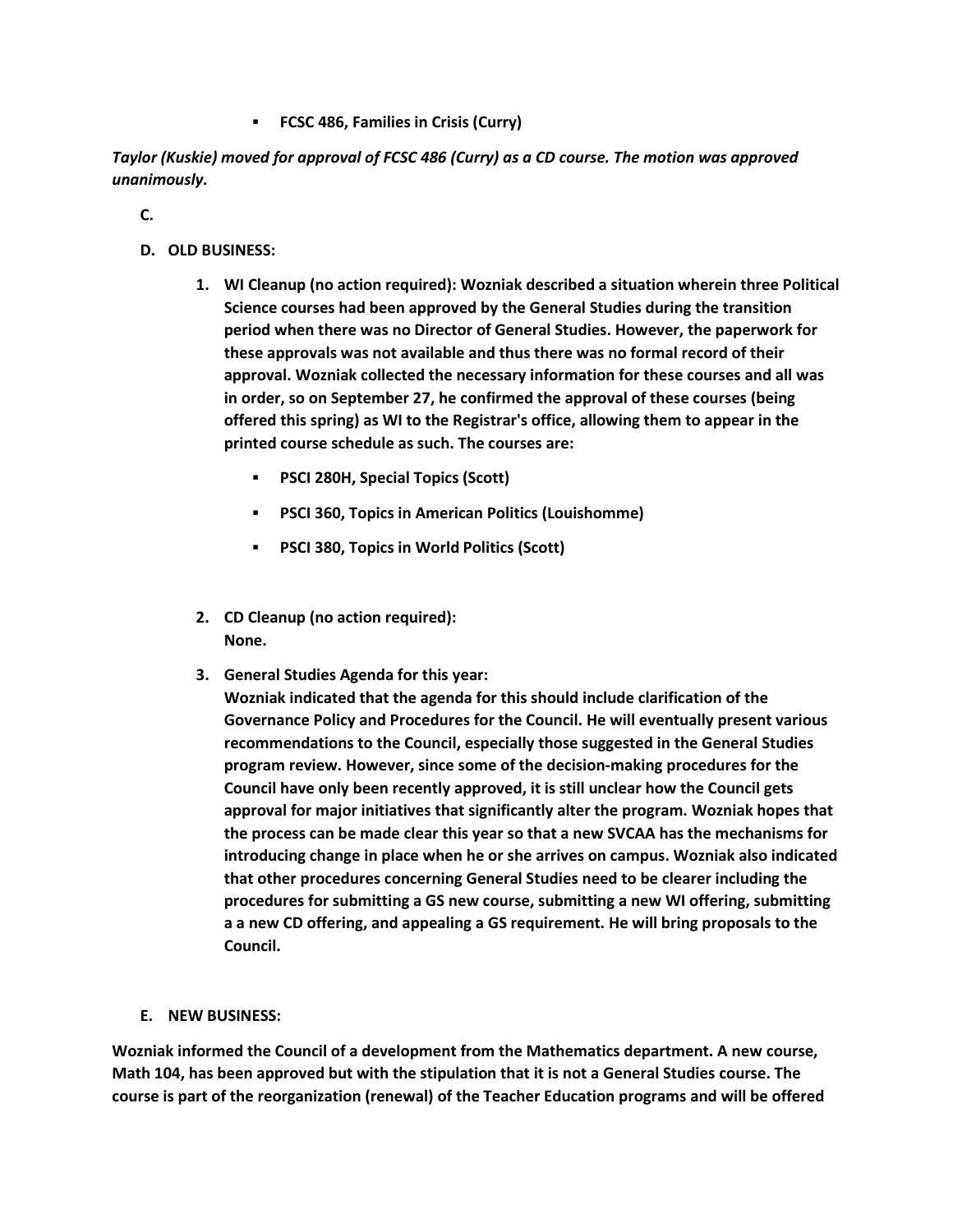- **FCSC 486, Families in Crisis (Curry)**

***Taylor (Kuskie) moved for approval of FCSC 486 (Curry) as a CD course. The motion was approved unanimously.***

**C.**

**D. OLD BUSINESS:**

1. **WI Cleanup (no action required): Wozniak described a situation wherein three Political Science courses had been approved by the General Studies during the transition period when there was no Director of General Studies. However, the paperwork for these approvals was not available and thus there was no formal record of their approval. Wozniak collected the necessary information for these courses and all was in order, so on September 27, he confirmed the approval of these courses (being offered this spring) as WI to the Registrar's office, allowing them to appear in the printed course schedule as such. The courses are:**

   - **PSCI 280H, Special Topics (Scott)**
   - **PSCI 360, Topics in American Politics (Louishomme)**
   - **PSCI 380, Topics in World Politics (Scott)**

2. **CD Cleanup (no action required):**
   **None.**

3. **General Studies Agenda for this year:**
   **Wozniak indicated that the agenda for this should include clarification of the Governance Policy and Procedures for the Council. He will eventually present various recommendations to the Council, especially those suggested in the General Studies program review. However, since some of the decision-making procedures for the Council have only been recently approved, it is still unclear how the Council gets approval for major initiatives that significantly alter the program. Wozniak hopes that the process can be made clear this year so that a new SVCAA has the mechanisms for introducing change in place when he or she arrives on campus. Wozniak also indicated that other procedures concerning General Studies need to be clearer including the procedures for submitting a GS new course, submitting a new WI offering, submitting a a new CD offering, and appealing a GS requirement. He will bring proposals to the Council.**

**E. NEW BUSINESS:**

**Wozniak informed the Council of a development from the Mathematics department. A new course, Math 104, has been approved but with the stipulation that it is not a General Studies course. The course is part of the reorganization (renewal) of the Teacher Education programs and will be offered**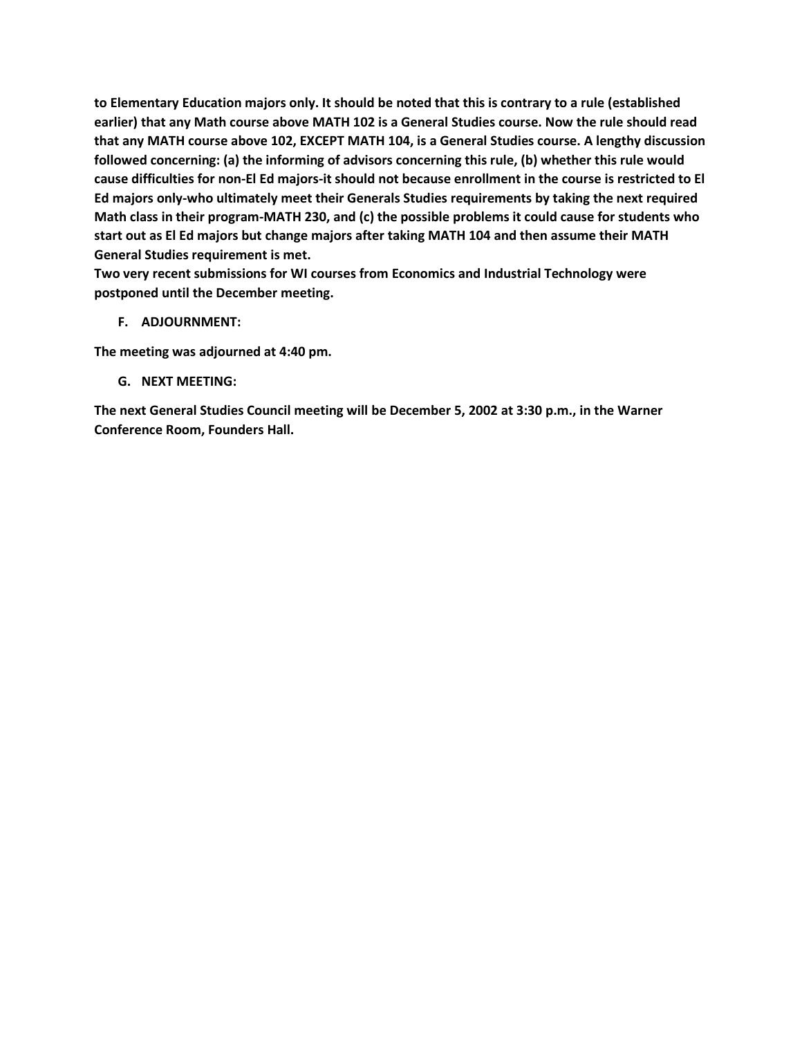**to Elementary Education majors only. It should be noted that this is contrary to a rule (established earlier) that any Math course above MATH 102 is a General Studies course. Now the rule should read that any MATH course above 102, EXCEPT MATH 104, is a General Studies course. A lengthy discussion followed concerning: (a) the informing of advisors concerning this rule, (b) whether this rule would cause difficulties for non-El Ed majors-it should not because enrollment in the course is restricted to El Ed majors only-who ultimately meet their Generals Studies requirements by taking the next required Math class in their program-MATH 230, and (c) the possible problems it could cause for students who start out as El Ed majors but change majors after taking MATH 104 and then assume their MATH General Studies requirement is met.**

**Two very recent submissions for WI courses from Economics and Industrial Technology were postponed until the December meeting.**

**F. ADJOURNMENT:**

**The meeting was adjourned at 4:40 pm.**

**G. NEXT MEETING:**

**The next General Studies Council meeting will be December 5, 2002 at 3:30 p.m., in the Warner Conference Room, Founders Hall.**